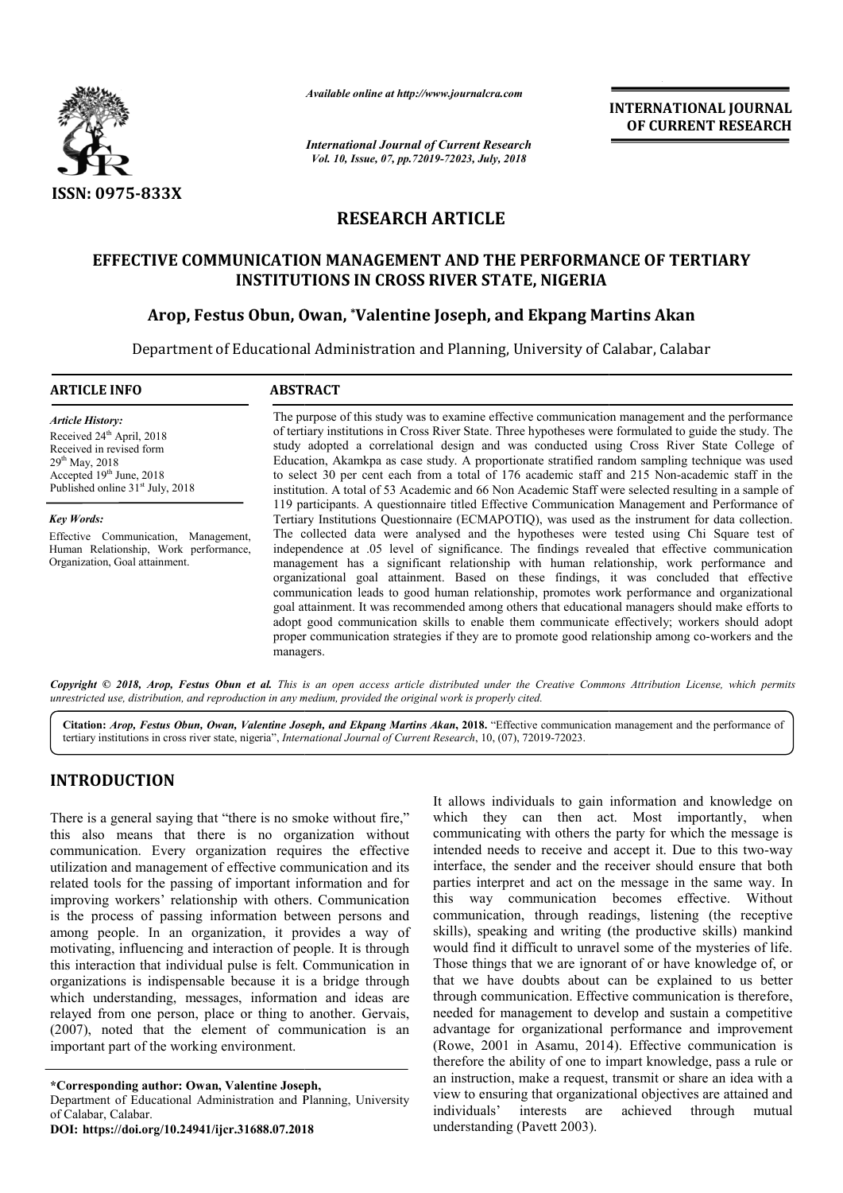ISSN: 0975-833X

*Available online at http://www.journalcra.com*

*International Journal of Current Research*
*Vol. 10, Issue, 07, pp.72019-72023, July, 2018*

**INTERNATIONAL JOURNAL OF CURRENT RESEARCH**

## RESEARCH ARTICLE

# EFFECTIVE COMMUNICATION MANAGEMENT AND THE PERFORMANCE OF TERTIARY INSTITUTIONS IN CROSS RIVER STATE, NIGERIA

**Arop, Festus Obun, Owan, \*Valentine Joseph, and Ekpang Martins Akan**

Department of Educational Administration and Planning, University of Calabar, Calabar

**ARTICLE INFO**

*Article History:*
Received 24th April, 2018
Received in revised form
29th May, 2018
Accepted 19th June, 2018
Published online 31st July, 2018

*Key Words:*
Effective Communication, Management, Human Relationship, Work performance, Organization, Goal attainment.

**ABSTRACT**

The purpose of this study was to examine effective communication management and the performance of tertiary institutions in Cross River State. Three hypotheses were formulated to guide the study. The study adopted a correlational design and was conducted using Cross River State College of Education, Akamkpa as case study. A proportionate stratified random sampling technique was used to select 30 per cent each from a total of 176 academic staff and 215 Non-academic staff in the institution. A total of 53 Academic and 66 Non Academic Staff were selected resulting in a sample of 119 participants. A questionnaire titled Effective Communication Management and Performance of Tertiary Institutions Questionnaire (ECMAPOTIQ), was used as the instrument for data collection. The collected data were analysed and the hypotheses were tested using Chi Square test of independence at .05 level of significance. The findings revealed that effective communication management has a significant relationship with human relationship, work performance and organizational goal attainment. Based on these findings, it was concluded that effective communication leads to good human relationship, promotes work performance and organizational goal attainment. It was recommended among others that educational managers should make efforts to adopt good communication skills to enable them communicate effectively; workers should adopt proper communication strategies if they are to promote good relationship among co-workers and the managers.

*Copyright © 2018, Arop, Festus Obun et al. This is an open access article distributed under the Creative Commons Attribution License, which permits unrestricted use, distribution, and reproduction in any medium, provided the original work is properly cited.*

**Citation:** *Arop, Festus Obun, Owan, Valentine Joseph, and Ekpang Martins Akan*, **2018.** "Effective communication management and the performance of tertiary institutions in cross river state, nigeria", *International Journal of Current Research*, 10, (07), 72019-72023.

## INTRODUCTION

There is a general saying that "there is no smoke without fire," this also means that there is no organization without communication. Every organization requires the effective utilization and management of effective communication and its related tools for the passing of important information and for improving workers' relationship with others. Communication is the process of passing information between persons and among people. In an organization, it provides a way of motivating, influencing and interaction of people. It is through this interaction that individual pulse is felt. Communication in organizations is indispensable because it is a bridge through which understanding, messages, information and ideas are relayed from one person, place or thing to another. Gervais, (2007), noted that the element of communication is an important part of the working environment.

It allows individuals to gain information and knowledge on which they can then act. Most importantly, when communicating with others the party for which the message is intended needs to receive and accept it. Due to this two-way interface, the sender and the receiver should ensure that both parties interpret and act on the message in the same way. In this way communication becomes effective. Without communication, through readings, listening (the receptive skills), speaking and writing (the productive skills) mankind would find it difficult to unravel some of the mysteries of life. Those things that we are ignorant of or have knowledge of, or that we have doubts about can be explained to us better through communication. Effective communication is therefore, needed for management to develop and sustain a competitive advantage for organizational performance and improvement (Rowe, 2001 in Asamu, 2014). Effective communication is therefore the ability of one to impart knowledge, pass a rule or an instruction, make a request, transmit or share an idea with a view to ensuring that organizational objectives are attained and individuals' interests are achieved through mutual understanding (Pavett 2003).

**\*Corresponding author: Owan, Valentine Joseph,**
Department of Educational Administration and Planning, University of Calabar, Calabar.

**DOI: https://doi.org/10.24941/ijcr.31688.07.2018**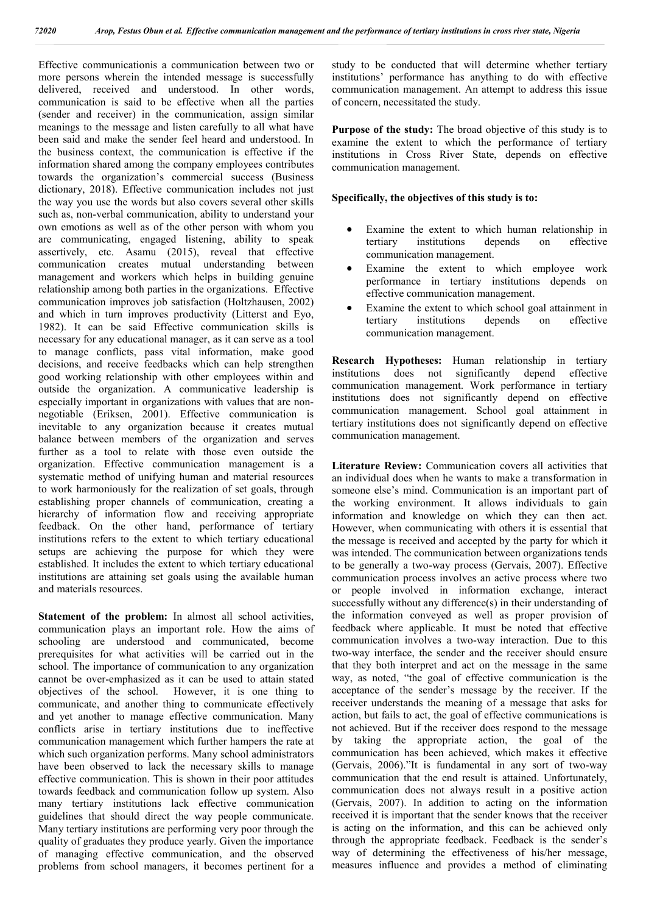Effective communicationis a communication between two or more persons wherein the intended message is successfully delivered, received and understood. In other words, communication is said to be effective when all the parties (sender and receiver) in the communication, assign similar meanings to the message and listen carefully to all what have been said and make the sender feel heard and understood. In the business context, the communication is effective if the information shared among the company employees contributes towards the organization's commercial success (Business dictionary, 2018). Effective communication includes not just the way you use the words but also covers several other skills such as, non-verbal communication, ability to understand your own emotions as well as of the other person with whom you are communicating, engaged listening, ability to speak assertively, etc. Asamu (2015), reveal that effective communication creates mutual understanding between management and workers which helps in building genuine relationship among both parties in the organizations. Effective communication improves job satisfaction (Holtzhausen, 2002) and which in turn improves productivity (Litterst and Eyo, 1982). It can be said Effective communication skills is necessary for any educational manager, as it can serve as a tool to manage conflicts, pass vital information, make good decisions, and receive feedbacks which can help strengthen good working relationship with other employees within and outside the organization. A communicative leadership is especially important in organizations with values that are non-negotiable (Eriksen, 2001). Effective communication is inevitable to any organization because it creates mutual balance between members of the organization and serves further as a tool to relate with those even outside the organization. Effective communication management is a systematic method of unifying human and material resources to work harmoniously for the realization of set goals, through establishing proper channels of communication, creating a hierarchy of information flow and receiving appropriate feedback. On the other hand, performance of tertiary institutions refers to the extent to which tertiary educational setups are achieving the purpose for which they were established. It includes the extent to which tertiary educational institutions are attaining set goals using the available human and materials resources.

**Statement of the problem:** In almost all school activities, communication plays an important role. How the aims of schooling are understood and communicated, become prerequisites for what activities will be carried out in the school. The importance of communication to any organization cannot be over-emphasized as it can be used to attain stated objectives of the school. However, it is one thing to communicate, and another thing to communicate effectively and yet another to manage effective communication. Many conflicts arise in tertiary institutions due to ineffective communication management which further hampers the rate at which such organization performs. Many school administrators have been observed to lack the necessary skills to manage effective communication. This is shown in their poor attitudes towards feedback and communication follow up system. Also many tertiary institutions lack effective communication guidelines that should direct the way people communicate. Many tertiary institutions are performing very poor through the quality of graduates they produce yearly. Given the importance of managing effective communication, and the observed problems from school managers, it becomes pertinent for a study to be conducted that will determine whether tertiary institutions' performance has anything to do with effective communication management. An attempt to address this issue of concern, necessitated the study.

**Purpose of the study:** The broad objective of this study is to examine the extent to which the performance of tertiary institutions in Cross River State, depends on effective communication management.

**Specifically, the objectives of this study is to:**

- Examine the extent to which human relationship in tertiary institutions depends on effective communication management.
- Examine the extent to which employee work performance in tertiary institutions depends on effective communication management.
- Examine the extent to which school goal attainment in tertiary institutions depends on effective communication management.

**Research Hypotheses:** Human relationship in tertiary institutions does not significantly depend effective communication management. Work performance in tertiary institutions does not significantly depend on effective communication management. School goal attainment in tertiary institutions does not significantly depend on effective communication management.

**Literature Review:** Communication covers all activities that an individual does when he wants to make a transformation in someone else's mind. Communication is an important part of the working environment. It allows individuals to gain information and knowledge on which they can then act. However, when communicating with others it is essential that the message is received and accepted by the party for which it was intended. The communication between organizations tends to be generally a two-way process (Gervais, 2007). Effective communication process involves an active process where two or people involved in information exchange, interact successfully without any difference(s) in their understanding of the information conveyed as well as proper provision of feedback where applicable. It must be noted that effective communication involves a two-way interaction. Due to this two-way interface, the sender and the receiver should ensure that they both interpret and act on the message in the same way, as noted, "the goal of effective communication is the acceptance of the sender's message by the receiver. If the receiver understands the meaning of a message that asks for action, but fails to act, the goal of effective communications is not achieved. But if the receiver does respond to the message by taking the appropriate action, the goal of the communication has been achieved, which makes it effective (Gervais, 2006)."It is fundamental in any sort of two-way communication that the end result is attained. Unfortunately, communication does not always result in a positive action (Gervais, 2007). In addition to acting on the information received it is important that the sender knows that the receiver is acting on the information, and this can be achieved only through the appropriate feedback. Feedback is the sender's way of determining the effectiveness of his/her message, measures influence and provides a method of eliminating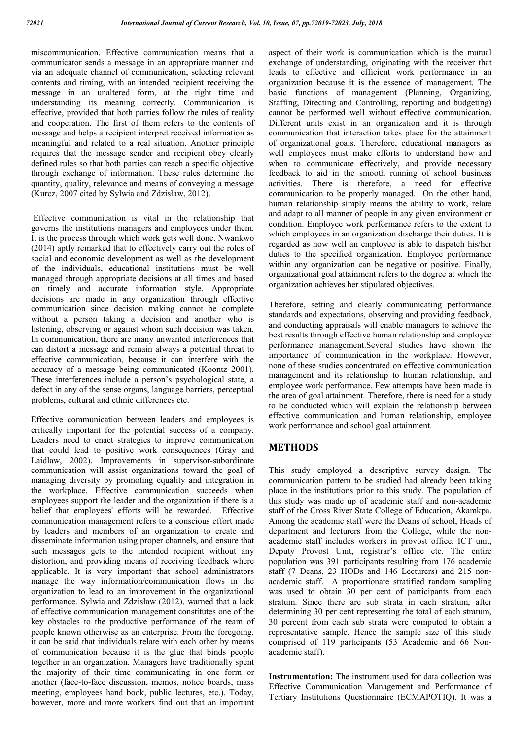miscommunication. Effective communication means that a communicator sends a message in an appropriate manner and via an adequate channel of communication, selecting relevant contents and timing, with an intended recipient receiving the message in an unaltered form, at the right time and understanding its meaning correctly. Communication is effective, provided that both parties follow the rules of reality and cooperation. The first of them refers to the contents of message and helps a recipient interpret received information as meaningful and related to a real situation. Another principle requires that the message sender and recipient obey clearly defined rules so that both parties can reach a specific objective through exchange of information. These rules determine the quantity, quality, relevance and means of conveying a message (Kurcz, 2007 cited by Sylwia and Zdzisław, 2012).

Effective communication is vital in the relationship that governs the institutions managers and employees under them. It is the process through which work gets well done. Nwankwo (2014) aptly remarked that to effectively carry out the roles of social and economic development as well as the development of the individuals, educational institutions must be well managed through appropriate decisions at all times and based on timely and accurate information style. Appropriate decisions are made in any organization through effective communication since decision making cannot be complete without a person taking a decision and another who is listening, observing or against whom such decision was taken. In communication, there are many unwanted interferences that can distort a message and remain always a potential threat to effective communication, because it can interfere with the accuracy of a message being communicated (Koontz 2001). These interferences include a person's psychological state, a defect in any of the sense organs, language barriers, perceptual problems, cultural and ethnic differences etc.

Effective communication between leaders and employees is critically important for the potential success of a company. Leaders need to enact strategies to improve communication that could lead to positive work consequences (Gray and Laidlaw, 2002). Improvements in supervisor-subordinate communication will assist organizations toward the goal of managing diversity by promoting equality and integration in the workplace. Effective communication succeeds when employees support the leader and the organization if there is a belief that employees' efforts will be rewarded. Effective communication management refers to a conscious effort made by leaders and members of an organization to create and disseminate information using proper channels, and ensure that such messages gets to the intended recipient without any distortion, and providing means of receiving feedback where applicable. It is very important that school administrators manage the way information/communication flows in the organization to lead to an improvement in the organizational performance. Sylwia and Zdzisław (2012), warned that a lack of effective communication management constitutes one of the key obstacles to the productive performance of the team of people known otherwise as an enterprise. From the foregoing, it can be said that individuals relate with each other by means of communication because it is the glue that binds people together in an organization. Managers have traditionally spent the majority of their time communicating in one form or another (face-to-face discussion, memos, notice boards, mass meeting, employees hand book, public lectures, etc.). Today, however, more and more workers find out that an important aspect of their work is communication which is the mutual exchange of understanding, originating with the receiver that leads to effective and efficient work performance in an organization because it is the essence of management. The basic functions of management (Planning, Organizing, Staffing, Directing and Controlling, reporting and budgeting) cannot be performed well without effective communication. Different units exist in an organization and it is through communication that interaction takes place for the attainment of organizational goals. Therefore, educational managers as well employees must make efforts to understand how and when to communicate effectively, and provide necessary feedback to aid in the smooth running of school business activities. There is therefore, a need for effective communication to be properly managed. On the other hand, human relationship simply means the ability to work, relate and adapt to all manner of people in any given environment or condition. Employee work performance refers to the extent to which employees in an organization discharge their duties. It is regarded as how well an employee is able to dispatch his/her duties to the specified organization. Employee performance within any organization can be negative or positive. Finally, organizational goal attainment refers to the degree at which the organization achieves her stipulated objectives.

Therefore, setting and clearly communicating performance standards and expectations, observing and providing feedback, and conducting appraisals will enable managers to achieve the best results through effective human relationship and employee performance management.Several studies have shown the importance of communication in the workplace. However, none of these studies concentrated on effective communication management and its relationship to human relationship, and employee work performance. Few attempts have been made in the area of goal attainment. Therefore, there is need for a study to be conducted which will explain the relationship between effective communication and human relationship, employee work performance and school goal attainment.

## METHODS

This study employed a descriptive survey design. The communication pattern to be studied had already been taking place in the institutions prior to this study. The population of this study was made up of academic staff and non-academic staff of the Cross River State College of Education, Akamkpa. Among the academic staff were the Deans of school, Heads of department and lecturers from the College, while the non-academic staff includes workers in provost office, ICT unit, Deputy Provost Unit, registrar's office etc. The entire population was 391 participants resulting from 176 academic staff (7 Deans, 23 HODs and 146 Lecturers) and 215 non-academic staff. A proportionate stratified random sampling was used to obtain 30 per cent of participants from each stratum. Since there are sub strata in each stratum, after determining 30 per cent representing the total of each stratum, 30 percent from each sub strata were computed to obtain a representative sample. Hence the sample size of this study comprised of 119 participants (53 Academic and 66 Non-academic staff).

**Instrumentation:** The instrument used for data collection was Effective Communication Management and Performance of Tertiary Institutions Questionnaire (ECMAPOTIQ). It was a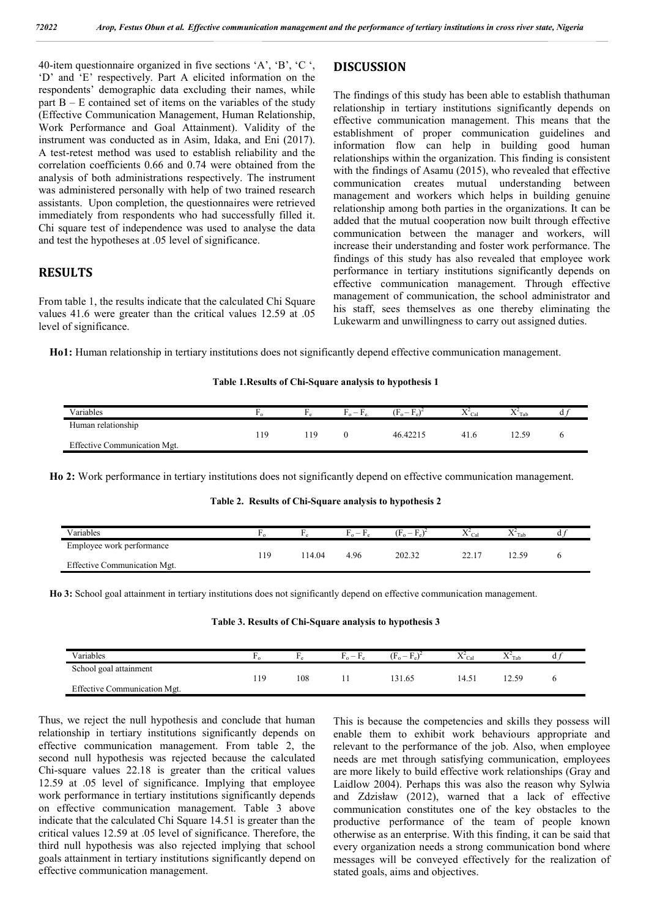40-item questionnaire organized in five sections 'A', 'B', 'C ', 'D' and 'E' respectively. Part A elicited information on the respondents' demographic data excluding their names, while part B – E contained set of items on the variables of the study (Effective Communication Management, Human Relationship, Work Performance and Goal Attainment). Validity of the instrument was conducted as in Asim, Idaka, and Eni (2017). A test-retest method was used to establish reliability and the correlation coefficients 0.66 and 0.74 were obtained from the analysis of both administrations respectively. The instrument was administered personally with help of two trained research assistants. Upon completion, the questionnaires were retrieved immediately from respondents who had successfully filled it. Chi square test of independence was used to analyse the data and test the hypotheses at .05 level of significance.

## RESULTS

From table 1, the results indicate that the calculated Chi Square values 41.6 were greater than the critical values 12.59 at .05 level of significance.

**Ho1:** Human relationship in tertiary institutions does not significantly depend effective communication management.

**Table 1.Results of Chi-Square analysis to hypothesis 1**

| Variables | $F_o$ | $F_e$ | $F_o - F_e$ | $(F_o - F_e)^2$ | $X^2_{Cal}$ | $X^2_{Tab}$ | d*f* |
|---|---|---|---|---|---|---|---|
| Human relationship<br>Effective Communication Mgt. | 119 | 119 | 0 | 46.42215 | 41.6 | 12.59 | 6 |

**Ho 2:** Work performance in tertiary institutions does not significantly depend on effective communication management.

**Table 2. Results of Chi-Square analysis to hypothesis 2**

| Variables | $F_o$ | $F_e$ | $F_o - F_e$ | $(F_o - F_e)^2$ | $X^2_{Cal}$ | $X^2_{Tab}$ | d*f* |
|---|---|---|---|---|---|---|---|
| Employee work performance<br>Effective Communication Mgt. | 119 | 114.04 | 4.96 | 202.32 | 22.17 | 12.59 | 6 |

**Ho 3:** School goal attainment in tertiary institutions does not significantly depend on effective communication management.

**Table 3. Results of Chi-Square analysis to hypothesis 3**

| Variables | $F_o$ | $F_e$ | $F_o - F_e$ | $(F_o - F_e)^2$ | $X^2_{Cal}$ | $X^2_{Tab}$ | d*f* |
|---|---|---|---|---|---|---|---|
| School goal attainment<br>Effective Communication Mgt. | 119 | 108 | 11 | 131.65 | 14.51 | 12.59 | 6 |

Thus, we reject the null hypothesis and conclude that human relationship in tertiary institutions significantly depends on effective communication management. From table 2, the second null hypothesis was rejected because the calculated Chi-square values 22.18 is greater than the critical values 12.59 at .05 level of significance. Implying that employee work performance in tertiary institutions significantly depends on effective communication management. Table 3 above indicate that the calculated Chi Square 14.51 is greater than the critical values 12.59 at .05 level of significance. Therefore, the third null hypothesis was also rejected implying that school goals attainment in tertiary institutions significantly depend on effective communication management.

## DISCUSSION

The findings of this study has been able to establish thathuman relationship in tertiary institutions significantly depends on effective communication management. This means that the establishment of proper communication guidelines and information flow can help in building good human relationships within the organization. This finding is consistent with the findings of Asamu (2015), who revealed that effective communication creates mutual understanding between management and workers which helps in building genuine relationship among both parties in the organizations. It can be added that the mutual cooperation now built through effective communication between the manager and workers, will increase their understanding and foster work performance. The findings of this study has also revealed that employee work performance in tertiary institutions significantly depends on effective communication management. Through effective management of communication, the school administrator and his staff, sees themselves as one thereby eliminating the Lukewarm and unwillingness to carry out assigned duties.

This is because the competencies and skills they possess will enable them to exhibit work behaviours appropriate and relevant to the performance of the job. Also, when employee needs are met through satisfying communication, employees are more likely to build effective work relationships (Gray and Laidlow 2004). Perhaps this was also the reason why Sylwia and Zdzisław (2012), warned that a lack of effective communication constitutes one of the key obstacles to the productive performance of the team of people known otherwise as an enterprise. With this finding, it can be said that every organization needs a strong communication bond where messages will be conveyed effectively for the realization of stated goals, aims and objectives.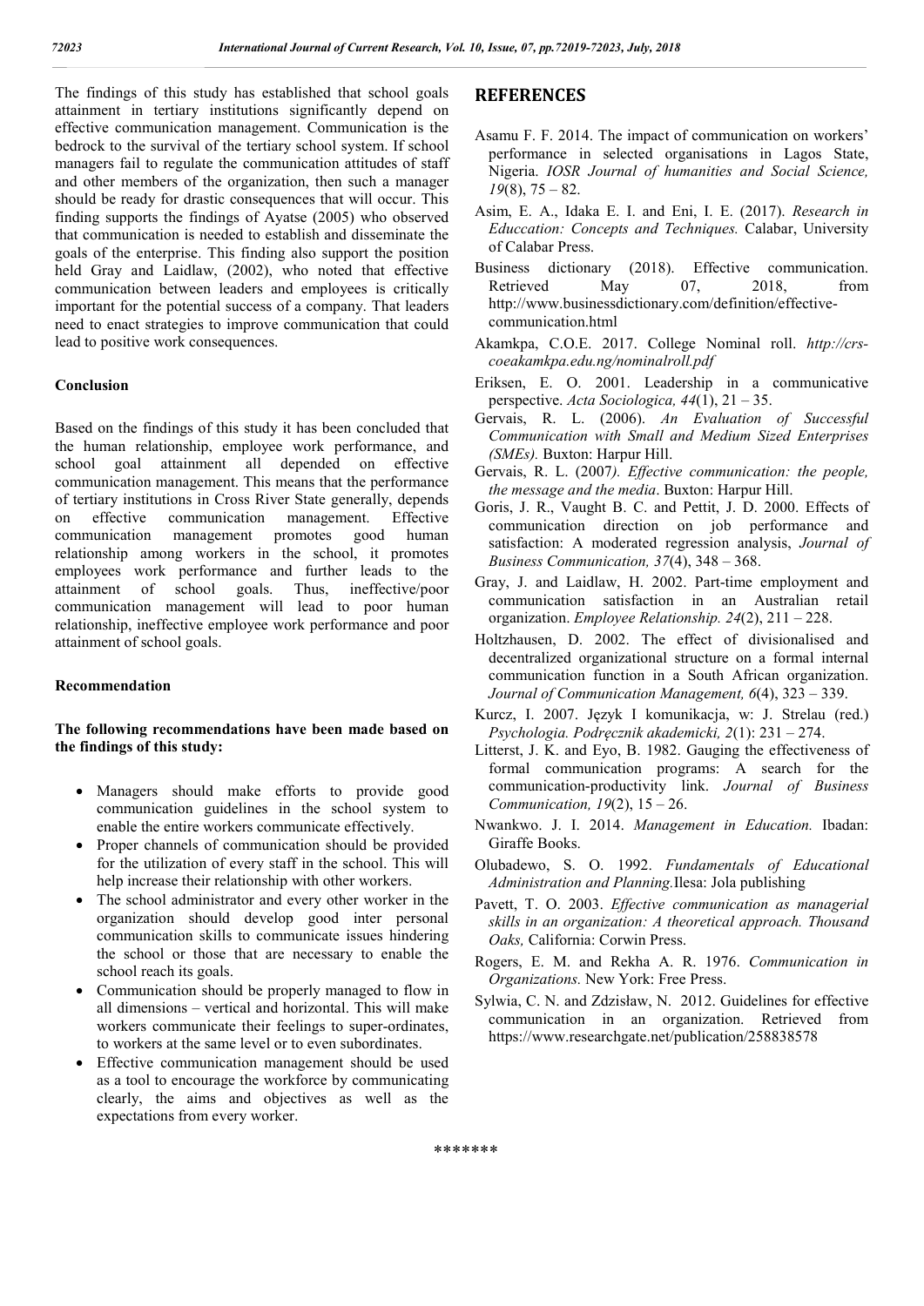The findings of this study has established that school goals attainment in tertiary institutions significantly depend on effective communication management. Communication is the bedrock to the survival of the tertiary school system. If school managers fail to regulate the communication attitudes of staff and other members of the organization, then such a manager should be ready for drastic consequences that will occur. This finding supports the findings of Ayatse (2005) who observed that communication is needed to establish and disseminate the goals of the enterprise. This finding also support the position held Gray and Laidlaw, (2002), who noted that effective communication between leaders and employees is critically important for the potential success of a company. That leaders need to enact strategies to improve communication that could lead to positive work consequences.

### Conclusion

Based on the findings of this study it has been concluded that the human relationship, employee work performance, and school goal attainment all depended on effective communication management. This means that the performance of tertiary institutions in Cross River State generally, depends on effective communication management. Effective communication management promotes good human relationship among workers in the school, it promotes employees work performance and further leads to the attainment of school goals. Thus, ineffective/poor communication management will lead to poor human relationship, ineffective employee work performance and poor attainment of school goals.

### Recommendation

**The following recommendations have been made based on the findings of this study:**

- Managers should make efforts to provide good communication guidelines in the school system to enable the entire workers communicate effectively.
- Proper channels of communication should be provided for the utilization of every staff in the school. This will help increase their relationship with other workers.
- The school administrator and every other worker in the organization should develop good inter personal communication skills to communicate issues hindering the school or those that are necessary to enable the school reach its goals.
- Communication should be properly managed to flow in all dimensions – vertical and horizontal. This will make workers communicate their feelings to super-ordinates, to workers at the same level or to even subordinates.
- Effective communication management should be used as a tool to encourage the workforce by communicating clearly, the aims and objectives as well as the expectations from every worker.

## REFERENCES

Asamu F. F. 2014. The impact of communication on workers' performance in selected organisations in Lagos State, Nigeria. *IOSR Journal of humanities and Social Science, 19*(8), 75 – 82.

Asim, E. A., Idaka E. I. and Eni, I. E. (2017). *Research in Educcation: Concepts and Techniques.* Calabar, University of Calabar Press.

Business dictionary (2018). Effective communication. Retrieved May 07, 2018, from http://www.businessdictionary.com/definition/effective-communication.html

Akamkpa, C.O.E. 2017. College Nominal roll. *http://crs-coeakamkpa.edu.ng/nominalroll.pdf*

Eriksen, E. O. 2001. Leadership in a communicative perspective. *Acta Sociologica, 44*(1), 21 – 35.

Gervais, R. L. (2006). *An Evaluation of Successful Communication with Small and Medium Sized Enterprises (SMEs).* Buxton: Harpur Hill.

Gervais, R. L. (2007*). Effective communication: the people, the message and the media*. Buxton: Harpur Hill.

Goris, J. R., Vaught B. C. and Pettit, J. D. 2000. Effects of communication direction on job performance and satisfaction: A moderated regression analysis, *Journal of Business Communication, 37*(4), 348 – 368.

Gray, J. and Laidlaw, H. 2002. Part-time employment and communication satisfaction in an Australian retail organization. *Employee Relationship. 24*(2), 211 – 228.

Holtzhausen, D. 2002. The effect of divisionalised and decentralized organizational structure on a formal internal communication function in a South African organization. *Journal of Communication Management, 6*(4), 323 – 339.

Kurcz, I. 2007. Język I komunikacja, w: J. Strelau (red.) *Psychologia. Podręcznik akademicki, 2*(1): 231 – 274.

Litterst, J. K. and Eyo, B. 1982. Gauging the effectiveness of formal communication programs: A search for the communication-productivity link. *Journal of Business Communication, 19*(2), 15 – 26.

Nwankwo. J. I. 2014. *Management in Education.* Ibadan: Giraffe Books.

Olubadewo, S. O. 1992. *Fundamentals of Educational Administration and Planning.*Ilesa: Jola publishing

Pavett, T. O. 2003. *Effective communication as managerial skills in an organization: A theoretical approach. Thousand Oaks,* California: Corwin Press.

Rogers, E. M. and Rekha A. R. 1976. *Communication in Organizations.* New York: Free Press.

Sylwia, C. N. and Zdzisław, N. 2012. Guidelines for effective communication in an organization. Retrieved from https://www.researchgate.net/publication/258838578

\*\*\*\*\*\*\*